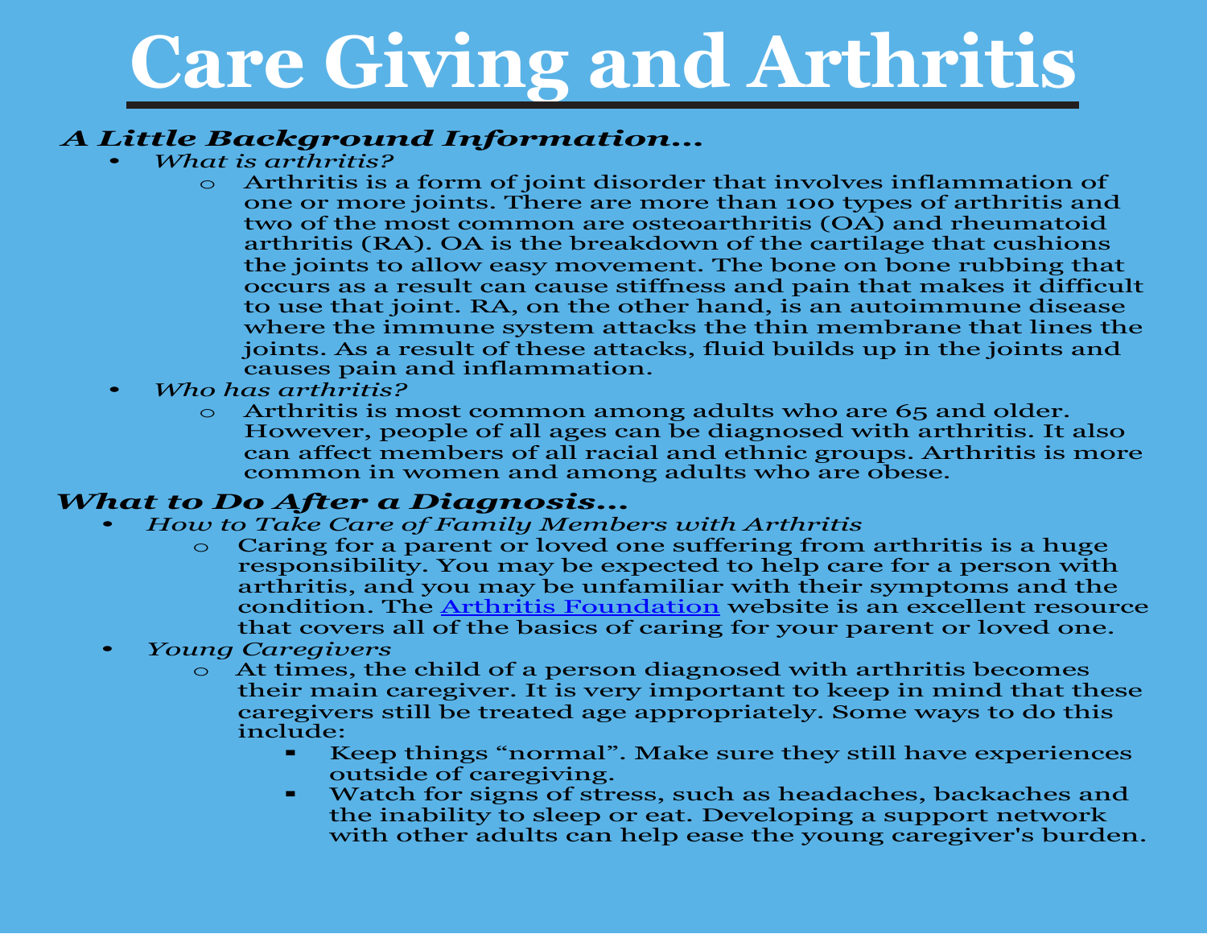# Care Giving and Arthritis

## *A Little Background Information…*

- *What is arthritis?*
  - Arthritis is a form of joint disorder that involves inflammation of one or more joints. There are more than 100 types of arthritis and two of the most common are osteoarthritis (OA) and rheumatoid arthritis (RA). OA is the breakdown of the cartilage that cushions the joints to allow easy movement. The bone on bone rubbing that occurs as a result can cause stiffness and pain that makes it difficult to use that joint. RA, on the other hand, is an autoimmune disease where the immune system attacks the thin membrane that lines the joints. As a result of these attacks, fluid builds up in the joints and causes pain and inflammation.
- *Who has arthritis?*
  - Arthritis is most common among adults who are 65 and older. However, people of all ages can be diagnosed with arthritis. It also can affect members of all racial and ethnic groups. Arthritis is more common in women and among adults who are obese.

## *What to Do After a Diagnosis…*

- *How to Take Care of Family Members with Arthritis*
  - Caring for a parent or loved one suffering from arthritis is a huge responsibility. You may be expected to help care for a person with arthritis, and you may be unfamiliar with their symptoms and the condition. The Arthritis Foundation website is an excellent resource that covers all of the basics of caring for your parent or loved one.
- *Young Caregivers*
  - At times, the child of a person diagnosed with arthritis becomes their main caregiver. It is very important to keep in mind that these caregivers still be treated age appropriately. Some ways to do this include:
    - Keep things "normal". Make sure they still have experiences outside of caregiving.
    - Watch for signs of stress, such as headaches, backaches and the inability to sleep or eat. Developing a support network with other adults can help ease the young caregiver's burden.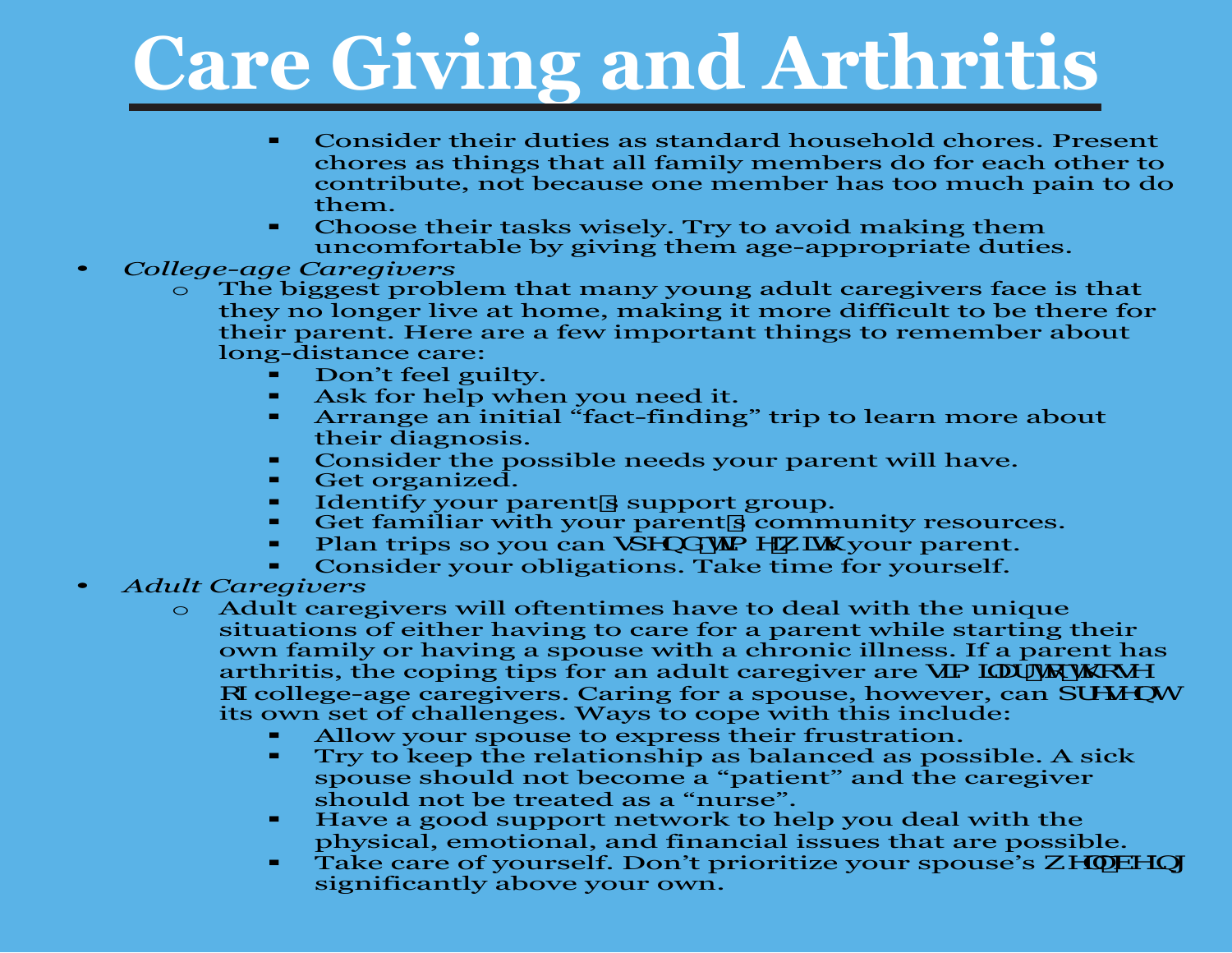# Care Giving and Arthritis

- Consider their duties as standard household chores. Present chores as things that all family members do for each other to contribute, not because one member has too much pain to do them.
- Choose their tasks wisely. Try to avoid making them uncomfortable by giving them age-appropriate duties.

- *College-age Caregivers*
  - The biggest problem that many young adult caregivers face is that they no longer live at home, making it more difficult to be there for their parent. Here are a few important things to remember about long-distance care:
    - Don't feel guilty.
    - Ask for help when you need it.
    - Arrange an initial "fact-finding" trip to learn more about their diagnosis.
    - Consider the possible needs your parent will have.
    - Get organized.
    - Identify your parent's support group.
    - Get familiar with your parent's community resources.
    - Plan trips so you can spend time with your parent.
    - Consider your obligations. Take time for yourself.
- *Adult Caregivers*
  - Adult caregivers will oftentimes have to deal with the unique situations of either having to care for a parent while starting their own family or having a spouse with a chronic illness. If a parent has arthritis, the coping tips for an adult caregiver are similar to those of college-age caregivers. Caring for a spouse, however, can present its own set of challenges. Ways to cope with this include:
    - Allow your spouse to express their frustration.
    - Try to keep the relationship as balanced as possible. A sick spouse should not become a "patient" and the caregiver should not be treated as a "nurse".
    - Have a good support network to help you deal with the physical, emotional, and financial issues that are possible.
    - Take care of yourself. Don't prioritize your spouse's well-being significantly above your own.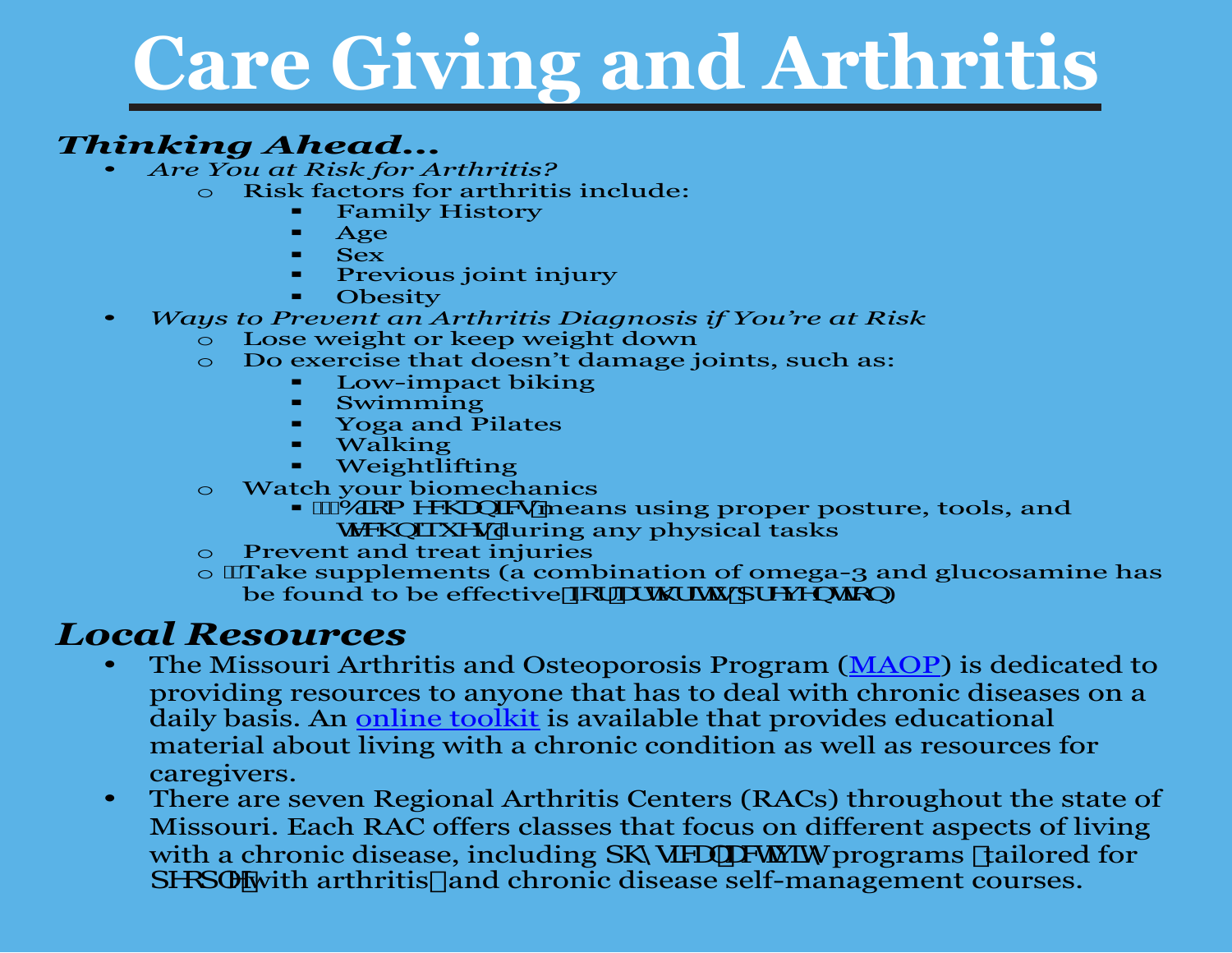# Care Giving and Arthritis

### *Thinking Ahead…*

- *Are You at Risk for Arthritis?*
  - Risk factors for arthritis include:
    - Family History
    - Age
    - Sex
    - Previous joint injury
    - Obesity
- *Ways to Prevent an Arthritis Diagnosis if You're at Risk*
  - Lose weight or keep weight down
  - Do exercise that doesn't damage joints, such as:
    - Low-impact biking
    - Swimming
    - Yoga and Pilates
    - Walking
    - Weightlifting
  - Watch your biomechanics
    - "Biomechanics" means using proper posture, tools, and techniques during any physical tasks
  - Prevent and treat injuries
  - Take supplements (a combination of omega-3 and glucosamine has be found to be effective for arthritis prevention)

## *Local Resources*

- The Missouri Arthritis and Osteoporosis Program (MAOP) is dedicated to providing resources to anyone that has to deal with chronic diseases on a daily basis. An online toolkit is available that provides educational material about living with a chronic condition as well as resources for caregivers.
- There are seven Regional Arthritis Centers (RACs) throughout the state of Missouri. Each RAC offers classes that focus on different aspects of living with a chronic disease, including physical activity programs (tailored for people with arthritis) and chronic disease self-management courses.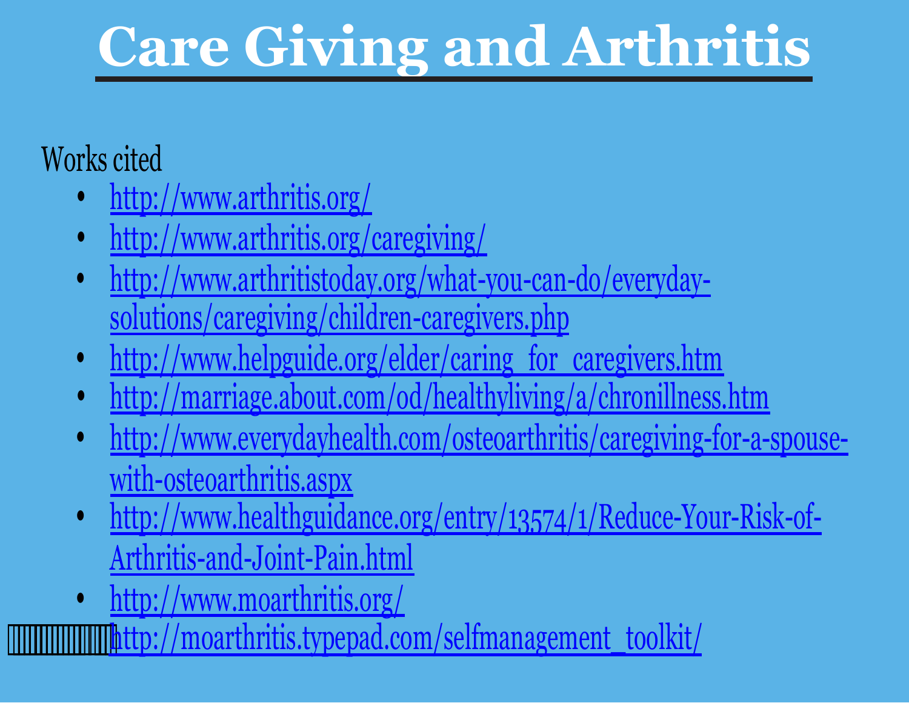# Care Giving and Arthritis

Works cited

- http://www.arthritis.org/
- http://www.arthritis.org/caregiving/
- http://www.arthritistoday.org/what-you-can-do/everyday-solutions/caregiving/children-caregivers.php
- http://www.helpguide.org/elder/caring_for_caregivers.htm
- http://marriage.about.com/od/healthyliving/a/chronillness.htm
- http://www.everydayhealth.com/osteoarthritis/caregiving-for-a-spouse-with-osteoarthritis.aspx
- http://www.healthguidance.org/entry/13574/1/Reduce-Your-Risk-of-Arthritis-and-Joint-Pain.html
- http://www.moarthritis.org/
- http://moarthritis.typepad.com/selfmanagement_toolkit/